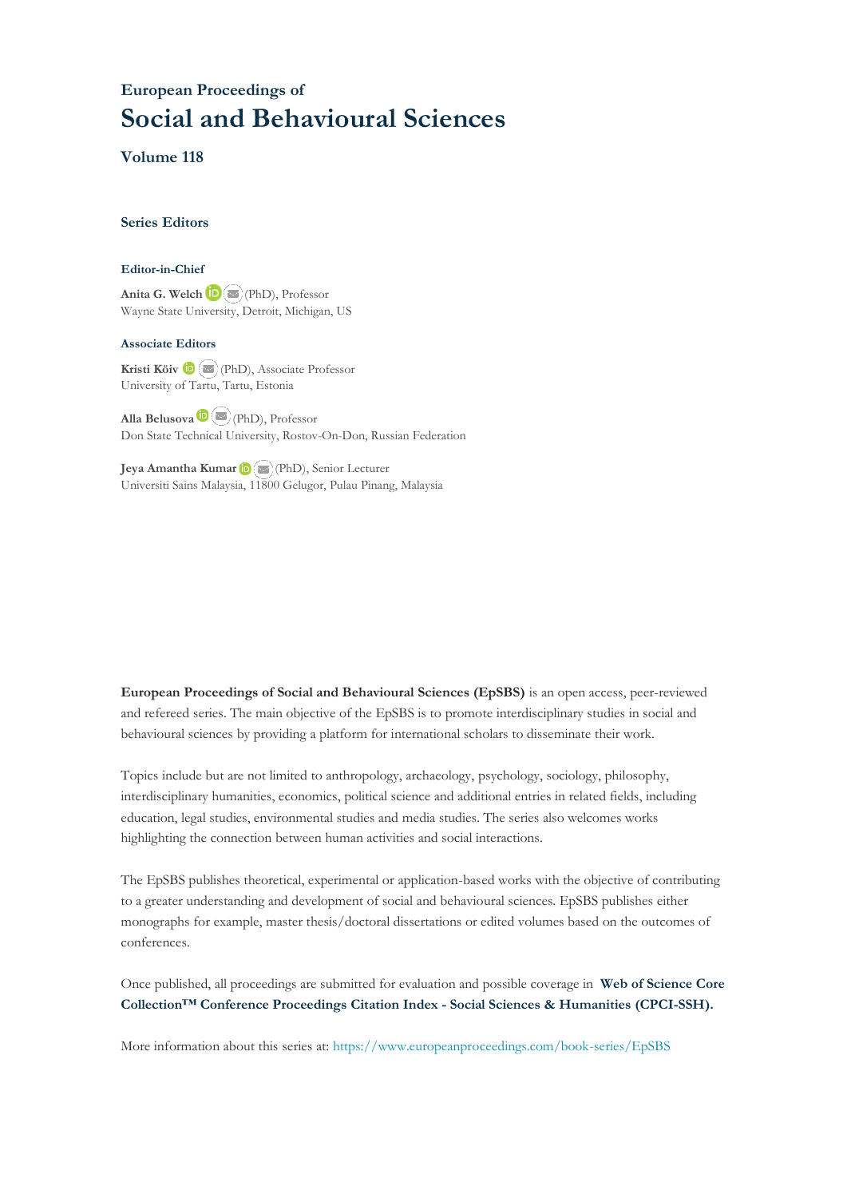## European Proceedings of

# Social and Behavioural Sciences

### Volume 118

### Series Editors

#### Editor-in-Chief

**Anita G. Welch** (PhD), Professor
Wayne State University, Detroit, Michigan, US

#### Associate Editors

**Kristi Köiv** (PhD), Associate Professor
University of Tartu, Tartu, Estonia

**Alla Belusova** (PhD), Professor
Don State Technical University, Rostov-On-Don, Russian Federation

**Jeya Amantha Kumar** (PhD), Senior Lecturer
Universiti Sains Malaysia, 11800 Gelugor, Pulau Pinang, Malaysia

**European Proceedings of Social and Behavioural Sciences (EpSBS)** is an open access, peer-reviewed and refereed series. The main objective of the EpSBS is to promote interdisciplinary studies in social and behavioural sciences by providing a platform for international scholars to disseminate their work.

Topics include but are not limited to anthropology, archaeology, psychology, sociology, philosophy, interdisciplinary humanities, economics, political science and additional entries in related fields, including education, legal studies, environmental studies and media studies. The series also welcomes works highlighting the connection between human activities and social interactions.

The EpSBS publishes theoretical, experimental or application-based works with the objective of contributing to a greater understanding and development of social and behavioural sciences. EpSBS publishes either monographs for example, master thesis/doctoral dissertations or edited volumes based on the outcomes of conferences.

Once published, all proceedings are submitted for evaluation and possible coverage in **Web of Science Core Collection™ Conference Proceedings Citation Index - Social Sciences & Humanities (CPCI-SSH).**

More information about this series at: https://www.europeanproceedings.com/book-series/EpSBS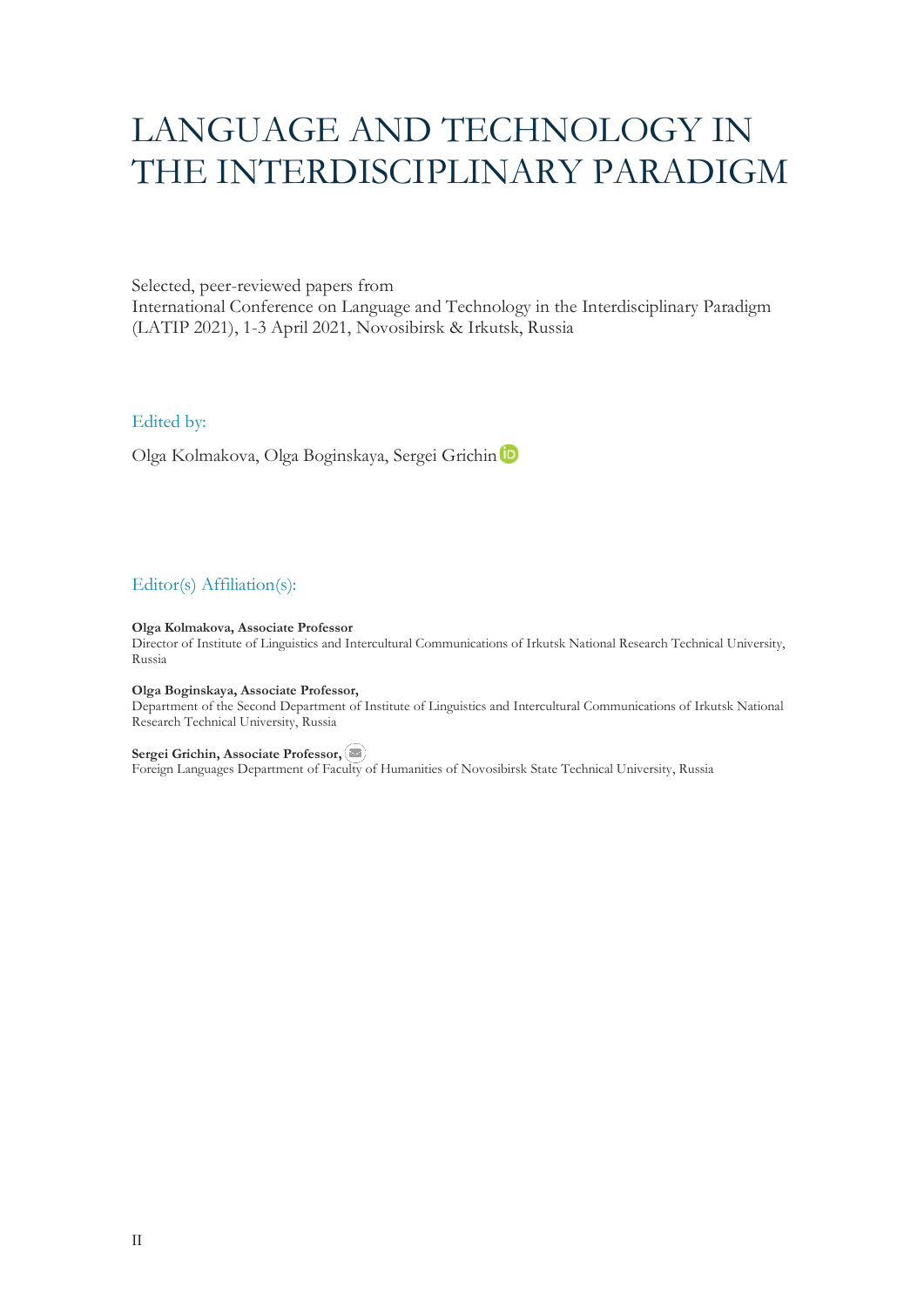# LANGUAGE AND TECHNOLOGY IN THE INTERDISCIPLINARY PARADIGM

Selected, peer-reviewed papers from
International Conference on Language and Technology in the Interdisciplinary Paradigm (LATIP 2021), 1-3 April 2021, Novosibirsk & Irkutsk, Russia

## Edited by:

Olga Kolmakova, Olga Boginskaya, Sergei Grichin

## Editor(s) Affiliation(s):

**Olga Kolmakova, Associate Professor**
Director of Institute of Linguistics and Intercultural Communications of Irkutsk National Research Technical University, Russia

**Olga Boginskaya, Associate Professor,**
Department of the Second Department of Institute of Linguistics and Intercultural Communications of Irkutsk National Research Technical University, Russia

**Sergei Grichin, Associate Professor,**
Foreign Languages Department of Faculty of Humanities of Novosibirsk State Technical University, Russia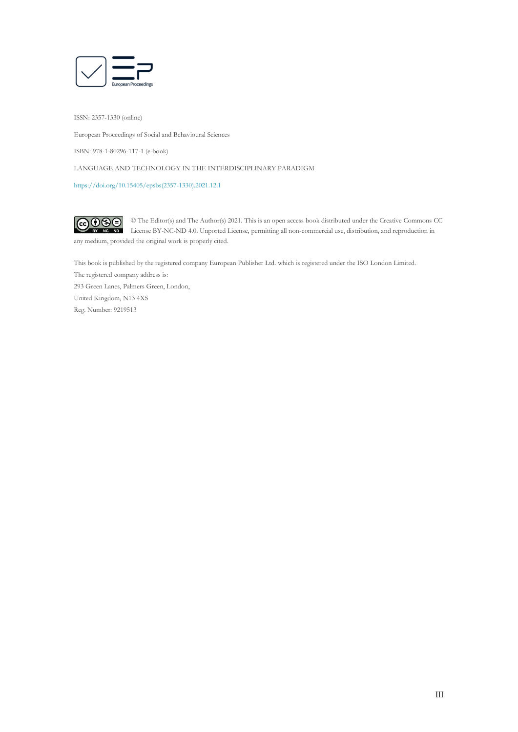ISSN: 2357-1330 (online)

European Proceedings of Social and Behavioural Sciences

ISBN: 978-1-80296-117-1 (e-book)

LANGUAGE AND TECHNOLOGY IN THE INTERDISCIPLINARY PARADIGM

https://doi.org/10.15405/epsbs(2357-1330).2021.12.1

© The Editor(s) and The Author(s) 2021. This is an open access book distributed under the Creative Commons CC License BY-NC-ND 4.0. Unported License, permitting all non-commercial use, distribution, and reproduction in any medium, provided the original work is properly cited.

This book is published by the registered company European Publisher Ltd. which is registered under the ISO London Limited.
The registered company address is:
293 Green Lanes, Palmers Green, London,
United Kingdom, N13 4XS
Reg. Number: 9219513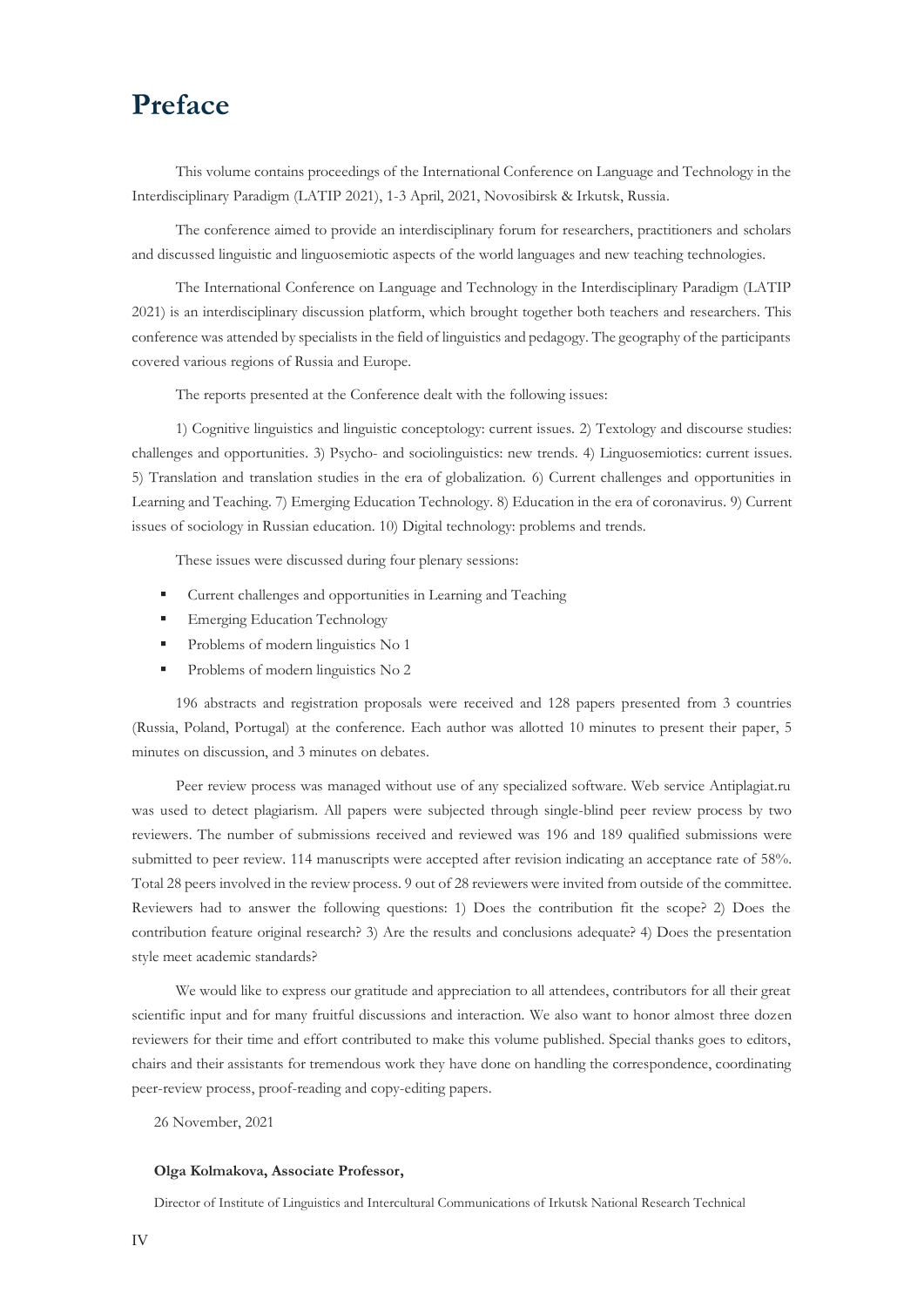# Preface

This volume contains proceedings of the International Conference on Language and Technology in the Interdisciplinary Paradigm (LATIP 2021), 1-3 April, 2021, Novosibirsk & Irkutsk, Russia.

The conference aimed to provide an interdisciplinary forum for researchers, practitioners and scholars and discussed linguistic and linguosemiotic aspects of the world languages and new teaching technologies.

The International Conference on Language and Technology in the Interdisciplinary Paradigm (LATIP 2021) is an interdisciplinary discussion platform, which brought together both teachers and researchers. This conference was attended by specialists in the field of linguistics and pedagogy. The geography of the participants covered various regions of Russia and Europe.

The reports presented at the Conference dealt with the following issues:

1) Cognitive linguistics and linguistic conceptology: current issues. 2) Textology and discourse studies: challenges and opportunities. 3) Psycho- and sociolinguistics: new trends. 4) Linguosemiotics: current issues. 5) Translation and translation studies in the era of globalization. 6) Current challenges and opportunities in Learning and Teaching. 7) Emerging Education Technology. 8) Education in the era of coronavirus. 9) Current issues of sociology in Russian education. 10) Digital technology: problems and trends.

These issues were discussed during four plenary sessions:

- Current challenges and opportunities in Learning and Teaching
- Emerging Education Technology
- Problems of modern linguistics No 1
- Problems of modern linguistics No 2

196 abstracts and registration proposals were received and 128 papers presented from 3 countries (Russia, Poland, Portugal) at the conference. Each author was allotted 10 minutes to present their paper, 5 minutes on discussion, and 3 minutes on debates.

Peer review process was managed without use of any specialized software. Web service Antiplagiat.ru was used to detect plagiarism. All papers were subjected through single-blind peer review process by two reviewers. The number of submissions received and reviewed was 196 and 189 qualified submissions were submitted to peer review. 114 manuscripts were accepted after revision indicating an acceptance rate of 58%. Total 28 peers involved in the review process. 9 out of 28 reviewers were invited from outside of the committee. Reviewers had to answer the following questions: 1) Does the contribution fit the scope? 2) Does the contribution feature original research? 3) Are the results and conclusions adequate? 4) Does the presentation style meet academic standards?

We would like to express our gratitude and appreciation to all attendees, contributors for all their great scientific input and for many fruitful discussions and interaction. We also want to honor almost three dozen reviewers for their time and effort contributed to make this volume published. Special thanks goes to editors, chairs and their assistants for tremendous work they have done on handling the correspondence, coordinating peer-review process, proof-reading and copy-editing papers.

26 November, 2021

**Olga Kolmakova, Associate Professor,**

Director of Institute of Linguistics and Intercultural Communications of Irkutsk National Research Technical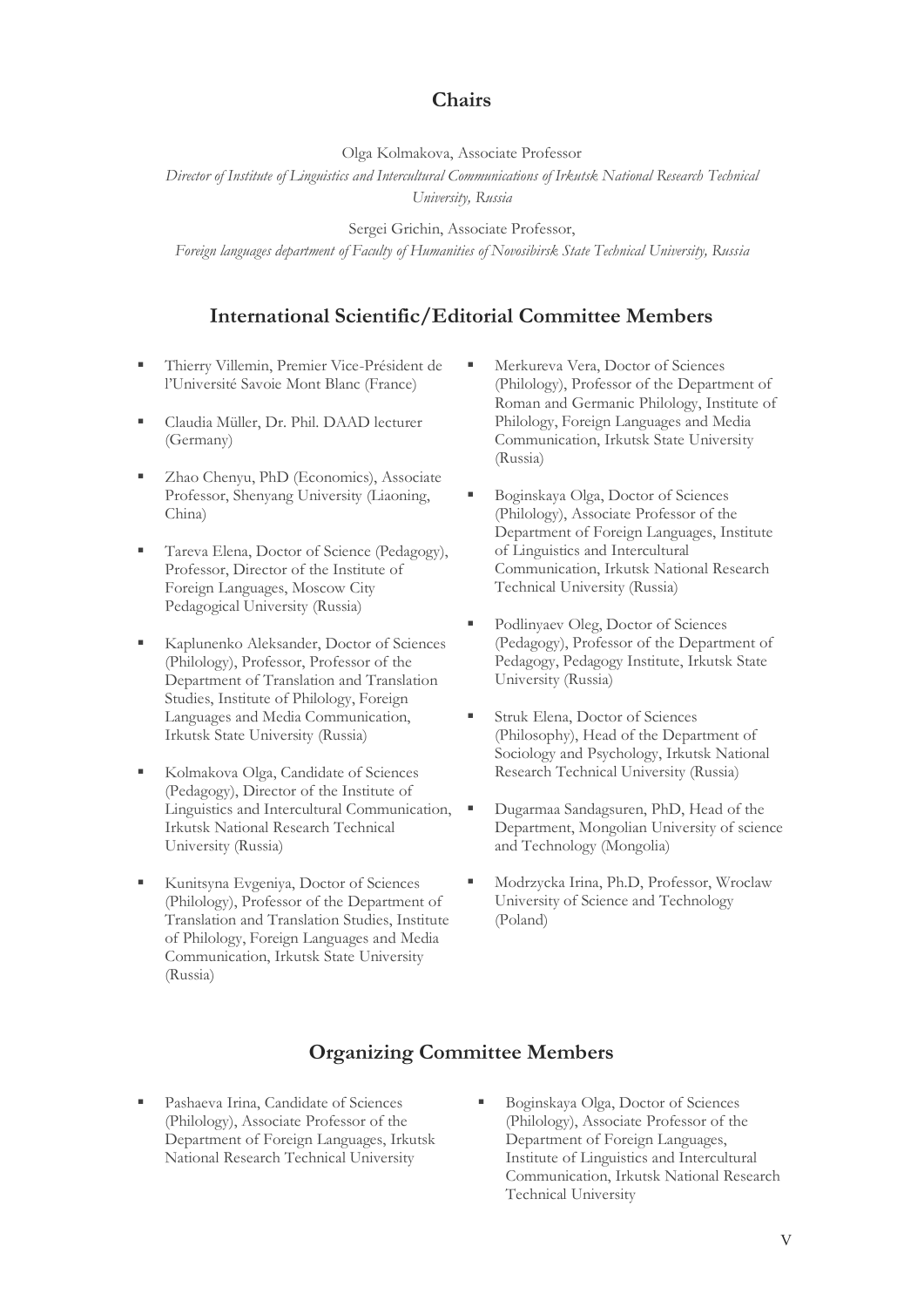## Chairs

Olga Kolmakova, Associate Professor

*Director of Institute of Linguistics and Intercultural Communications of Irkutsk National Research Technical University, Russia*

Sergei Grichin, Associate Professor,

*Foreign languages department of Faculty of Humanities of Novosibirsk State Technical University, Russia*

## International Scientific/Editorial Committee Members

- Thierry Villemin, Premier Vice-Président de l'Université Savoie Mont Blanc (France)
- Claudia Müller, Dr. Phil. DAAD lecturer (Germany)
- Zhao Chenyu, PhD (Economics), Associate Professor, Shenyang University (Liaoning, China)
- Tareva Elena, Doctor of Science (Pedagogy), Professor, Director of the Institute of Foreign Languages, Moscow City Pedagogical University (Russia)
- Kaplunenko Aleksander, Doctor of Sciences (Philology), Professor, Professor of the Department of Translation and Translation Studies, Institute of Philology, Foreign Languages and Media Communication, Irkutsk State University (Russia)
- Kolmakova Olga, Candidate of Sciences (Pedagogy), Director of the Institute of Linguistics and Intercultural Communication, Irkutsk National Research Technical University (Russia)
- Kunitsyna Evgeniya, Doctor of Sciences (Philology), Professor of the Department of Translation and Translation Studies, Institute of Philology, Foreign Languages and Media Communication, Irkutsk State University (Russia)
- Merkureva Vera, Doctor of Sciences (Philology), Professor of the Department of Roman and Germanic Philology, Institute of Philology, Foreign Languages and Media Communication, Irkutsk State University (Russia)
- Boginskaya Olga, Doctor of Sciences (Philology), Associate Professor of the Department of Foreign Languages, Institute of Linguistics and Intercultural Communication, Irkutsk National Research Technical University (Russia)
- Podlinyaev Oleg, Doctor of Sciences (Pedagogy), Professor of the Department of Pedagogy, Pedagogy Institute, Irkutsk State University (Russia)
- Struk Elena, Doctor of Sciences (Philosophy), Head of the Department of Sociology and Psychology, Irkutsk National Research Technical University (Russia)
- Dugarmaa Sandagsuren, PhD, Head of the Department, Mongolian University of science and Technology (Mongolia)
- Modrzycka Irina, Ph.D, Professor, Wroclaw University of Science and Technology (Poland)

## Organizing Committee Members

- Pashaeva Irina, Candidate of Sciences (Philology), Associate Professor of the Department of Foreign Languages, Irkutsk National Research Technical University
- Boginskaya Olga, Doctor of Sciences (Philology), Associate Professor of the Department of Foreign Languages, Institute of Linguistics and Intercultural Communication, Irkutsk National Research Technical University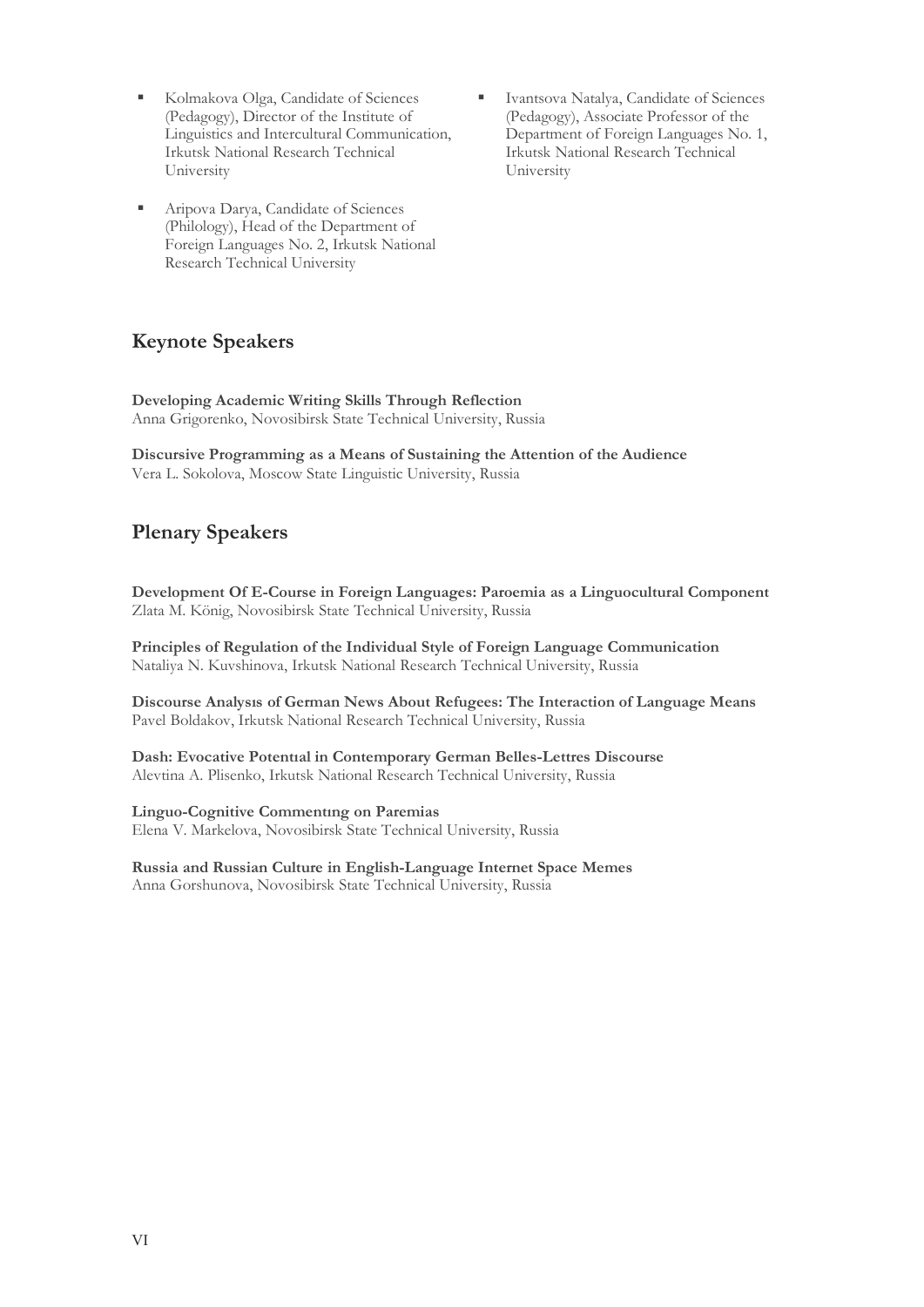- Kolmakova Olga, Candidate of Sciences (Pedagogy), Director of the Institute of Linguistics and Intercultural Communication, Irkutsk National Research Technical University
- Aripova Darya, Candidate of Sciences (Philology), Head of the Department of Foreign Languages No. 2, Irkutsk National Research Technical University
- Ivantsova Natalya, Candidate of Sciences (Pedagogy), Associate Professor of the Department of Foreign Languages No. 1, Irkutsk National Research Technical University

## Keynote Speakers

**Developing Academic Writing Skills Through Reflection**
Anna Grigorenko, Novosibirsk State Technical University, Russia

**Discursive Programming as a Means of Sustaining the Attention of the Audience**
Vera L. Sokolova, Moscow State Linguistic University, Russia

## Plenary Speakers

**Development Of E-Course in Foreign Languages: Paroemia as a Linguocultural Component**
Zlata M. König, Novosibirsk State Technical University, Russia

**Principles of Regulation of the Individual Style of Foreign Language Communication**
Nataliya N. Kuvshinova, Irkutsk National Research Technical University, Russia

**Discourse Analysıs of German News About Refugees: The Interaction of Language Means**
Pavel Boldakov, Irkutsk National Research Technical University, Russia

**Dash: Evocative Potentıal in Contemporary German Belles-Lettres Discourse**
Alevtina A. Plisenko, Irkutsk National Research Technical University, Russia

**Linguo-Cognitive Commentıng on Paremias**
Elena V. Markelova, Novosibirsk State Technical University, Russia

**Russia and Russian Culture in English-Language Internet Space Memes**
Anna Gorshunova, Novosibirsk State Technical University, Russia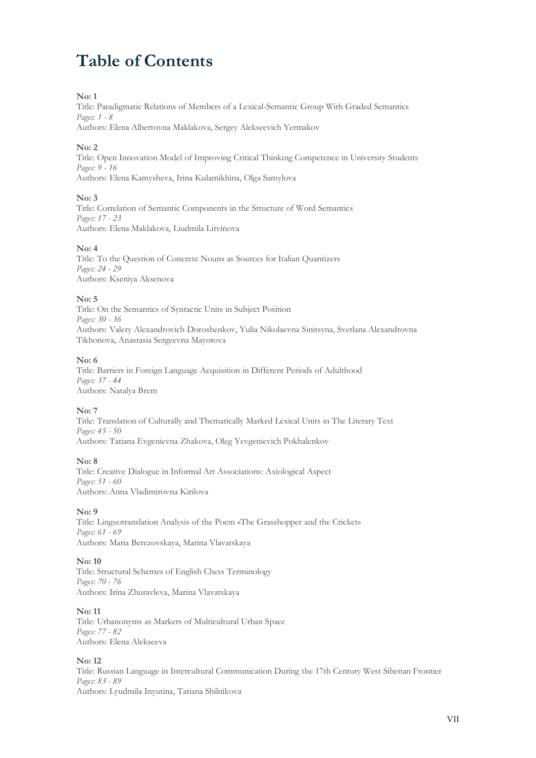# Table of Contents

**No: 1**
Title: Paradigmatic Relations of Members of a Lexical-Semantic Group With Graded Semantics
*Pages: 1 - 8*
Authors: Elena Albertovna Maklakova, Sergey Alekseevich Yermakov

**No: 2**
Title: Open Innovation Model of Improving Critical Thinking Competence in University Students
*Pages: 9 - 16*
Authors: Elena Kamysheva, Irina Kulamikhina, Olga Samylova

**No: 3**
Title: Correlation of Semantic Components in the Structure of Word Semantics
*Pages: 17 - 23*
Authors: Elena Maklakova, Liudmila Litvinova

**No: 4**
Title: To the Question of Concrete Nouns as Sources for Italian Quantizers
*Pages: 24 - 29*
Authors: Kseniya Aksenova

**No: 5**
Title: On the Semantics of Syntactic Units in Subject Position
*Pages: 30 - 36*
Authors: Valery Alexandrovich Doroshenkov, Yulia Nikolaevna Sinitsyna, Svetlana Alexandrovna Tikhonova, Anastasia Sergeevna Mayorova

**No: 6**
Title: Barriers in Foreign Language Acquisition in Different Periods of Adulthood
*Pages: 37 - 44*
Authors: Natalya Brem

**No: 7**
Title: Translation of Culturally and Thematically Marked Lexical Units in The Literary Text
*Pages: 45 - 50*
Authors: Tatiana Evgenievna Zhakova, Oleg Yevgenievich Pokhalenkov

**No: 8**
Title: Creative Dialogue in Informal Art Associations: Axiological Aspect
*Pages: 51 - 60*
Authors: Anna Vladimirovna Kirilova

**No: 9**
Title: Linguotranslation Analysis of the Poem «The Grasshopper and the Cricket»
*Pages: 61 - 69*
Authors: Maria Berezovskaya, Marina Vlavatskaya

**No: 10**
Title: Structural Schemes of English Chess Terminology
*Pages: 70 - 76*
Authors: Irina Zhuravleva, Marina Vlavatskaya

**No: 11**
Title: Urbanonyms as Markers of Multicultural Urban Space
*Pages: 77 - 82*
Authors: Elena Alekseeva

**No: 12**
Title: Russian Language in Intercultural Communication During the 17th Century West Siberian Frontier
*Pages: 83 - 89*
Authors: Lyudmila Inyutina, Tatiana Shilnikova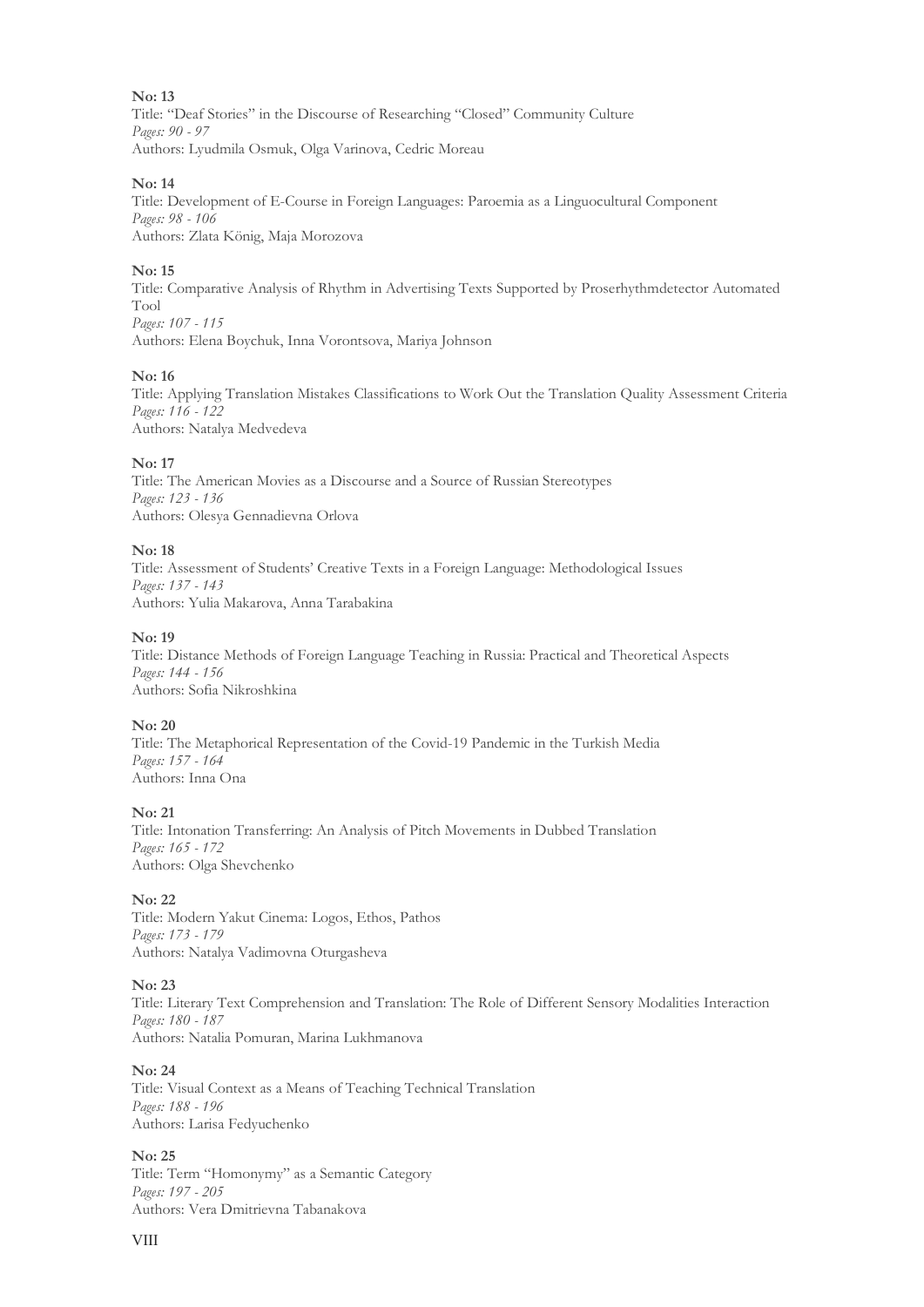**No: 13**
Title: “Deaf Stories” in the Discourse of Researching “Closed” Community Culture
*Pages: 90 - 97*
Authors: Lyudmila Osmuk, Olga Varinova, Cedric Moreau

**No: 14**
Title: Development of E-Course in Foreign Languages: Paroemia as a Linguocultural Component
*Pages: 98 - 106*
Authors: Zlata König, Maja Morozova

**No: 15**
Title: Comparative Analysis of Rhythm in Advertising Texts Supported by Proserhythmdetector Automated Tool
*Pages: 107 - 115*
Authors: Elena Boychuk, Inna Vorontsova, Mariya Johnson

**No: 16**
Title: Applying Translation Mistakes Classifications to Work Out the Translation Quality Assessment Criteria
*Pages: 116 - 122*
Authors: Natalya Medvedeva

**No: 17**
Title: The American Movies as a Discourse and a Source of Russian Stereotypes
*Pages: 123 - 136*
Authors: Olesya Gennadievna Orlova

**No: 18**
Title: Assessment of Students’ Creative Texts in a Foreign Language: Methodological Issues
*Pages: 137 - 143*
Authors: Yulia Makarova, Anna Tarabakina

**No: 19**
Title: Distance Methods of Foreign Language Teaching in Russia: Practical and Theoretical Aspects
*Pages: 144 - 156*
Authors: Sofia Nikroshkina

**No: 20**
Title: The Metaphorical Representation of the Covid-19 Pandemic in the Turkish Media
*Pages: 157 - 164*
Authors: Inna Ona

**No: 21**
Title: Intonation Transferring: An Analysis of Pitch Movements in Dubbed Translation
*Pages: 165 - 172*
Authors: Olga Shevchenko

**No: 22**
Title: Modern Yakut Cinema: Logos, Ethos, Pathos
*Pages: 173 - 179*
Authors: Natalya Vadimovna Oturgasheva

**No: 23**
Title: Literary Text Comprehension and Translation: The Role of Different Sensory Modalities Interaction
*Pages: 180 - 187*
Authors: Natalia Pomuran, Marina Lukhmanova

**No: 24**
Title: Visual Context as a Means of Teaching Technical Translation
*Pages: 188 - 196*
Authors: Larisa Fedyuchenko

**No: 25**
Title: Term “Homonymy” as a Semantic Category
*Pages: 197 - 205*
Authors: Vera Dmitrievna Tabanakova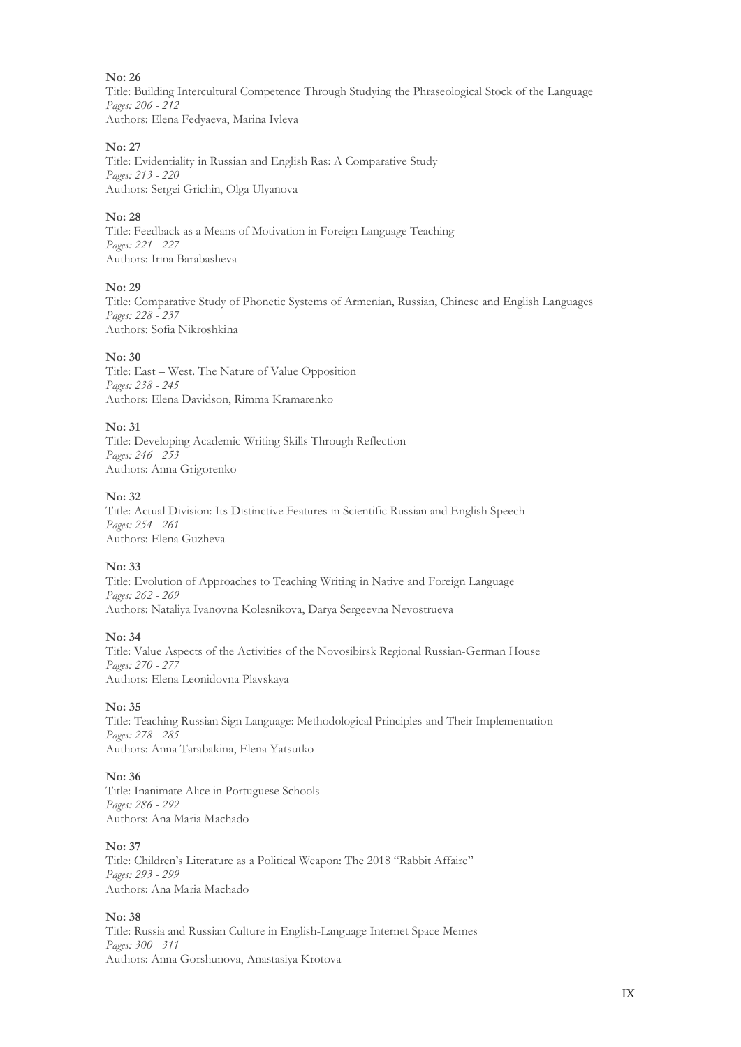**No: 26**
Title: Building Intercultural Competence Through Studying the Phraseological Stock of the Language
*Pages: 206 - 212*
Authors: Elena Fedyaeva, Marina Ivleva

**No: 27**
Title: Evidentiality in Russian and English Ras: A Comparative Study
*Pages: 213 - 220*
Authors: Sergei Grichin, Olga Ulyanova

**No: 28**
Title: Feedback as a Means of Motivation in Foreign Language Teaching
*Pages: 221 - 227*
Authors: Irina Barabasheva

**No: 29**
Title: Comparative Study of Phonetic Systems of Armenian, Russian, Chinese and English Languages
*Pages: 228 - 237*
Authors: Sofia Nikroshkina

**No: 30**
Title: East – West. The Nature of Value Opposition
*Pages: 238 - 245*
Authors: Elena Davidson, Rimma Kramarenko

**No: 31**
Title: Developing Academic Writing Skills Through Reflection
*Pages: 246 - 253*
Authors: Anna Grigorenko

**No: 32**
Title: Actual Division: Its Distinctive Features in Scientific Russian and English Speech
*Pages: 254 - 261*
Authors: Elena Guzheva

**No: 33**
Title: Evolution of Approaches to Teaching Writing in Native and Foreign Language
*Pages: 262 - 269*
Authors: Nataliya Ivanovna Kolesnikova, Darya Sergeevna Nevostrueva

**No: 34**
Title: Value Aspects of the Activities of the Novosibirsk Regional Russian-German House
*Pages: 270 - 277*
Authors: Elena Leonidovna Plavskaya

**No: 35**
Title: Teaching Russian Sign Language: Methodological Principles and Their Implementation
*Pages: 278 - 285*
Authors: Anna Tarabakina, Elena Yatsutko

**No: 36**
Title: Inanimate Alice in Portuguese Schools
*Pages: 286 - 292*
Authors: Ana Maria Machado

**No: 37**
Title: Children's Literature as a Political Weapon: The 2018 "Rabbit Affaire"
*Pages: 293 - 299*
Authors: Ana Maria Machado

**No: 38**
Title: Russia and Russian Culture in English-Language Internet Space Memes
*Pages: 300 - 311*
Authors: Anna Gorshunova, Anastasiya Krotova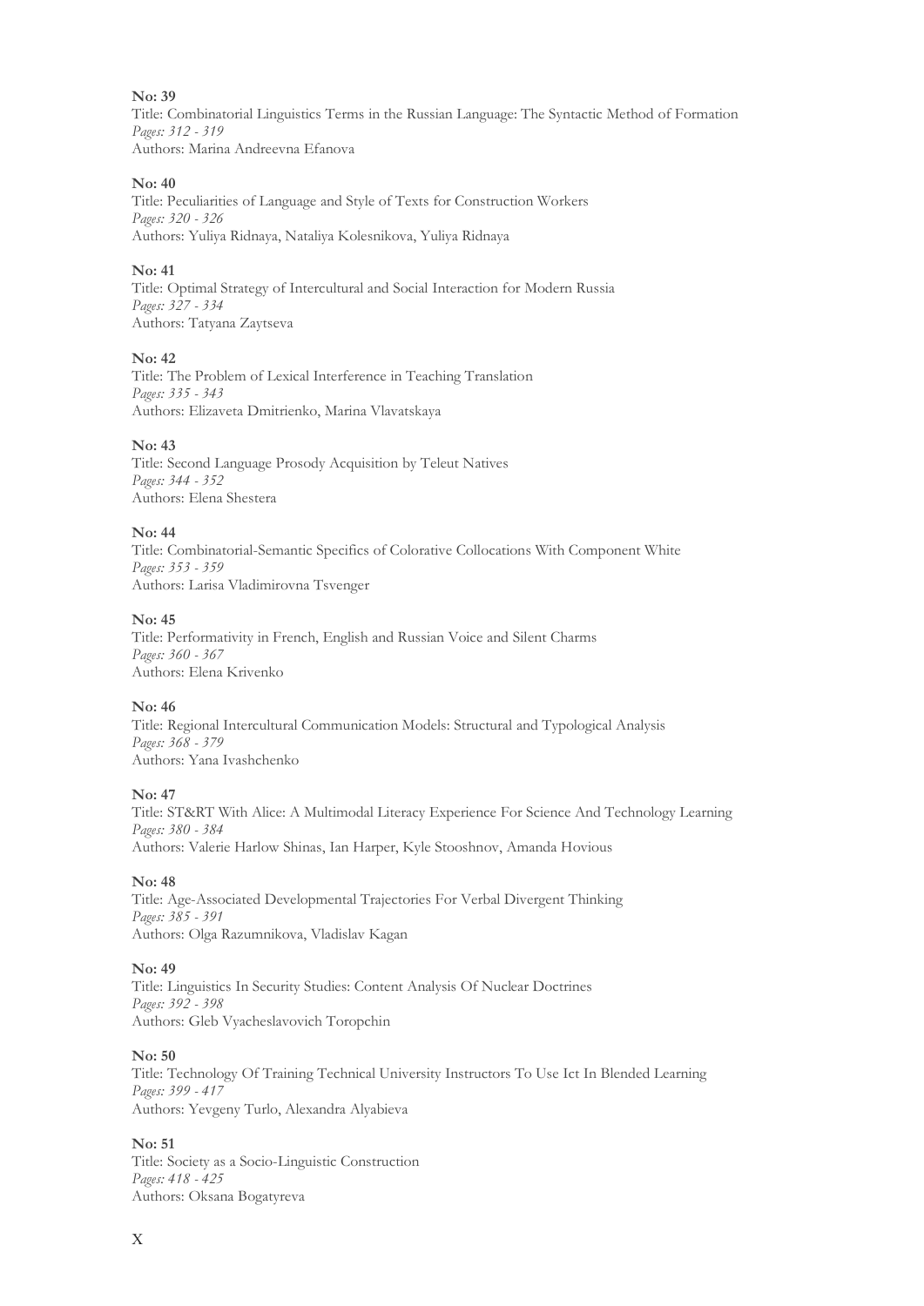**No: 39**
Title: Combinatorial Linguistics Terms in the Russian Language: The Syntactic Method of Formation
*Pages: 312 - 319*
Authors: Marina Andreevna Efanova

**No: 40**
Title: Peculiarities of Language and Style of Texts for Construction Workers
*Pages: 320 - 326*
Authors: Yuliya Ridnaya, Nataliya Kolesnikova, Yuliya Ridnaya

**No: 41**
Title: Optimal Strategy of Intercultural and Social Interaction for Modern Russia
*Pages: 327 - 334*
Authors: Tatyana Zaytseva

**No: 42**
Title: The Problem of Lexical Interference in Teaching Translation
*Pages: 335 - 343*
Authors: Elizaveta Dmitrienko, Marina Vlavatskaya

**No: 43**
Title: Second Language Prosody Acquisition by Teleut Natives
*Pages: 344 - 352*
Authors: Elena Shestera

**No: 44**
Title: Combinatorial-Semantic Specifics of Colorative Collocations With Component White
*Pages: 353 - 359*
Authors: Larisa Vladimirovna Tsvenger

**No: 45**
Title: Performativity in French, English and Russian Voice and Silent Charms
*Pages: 360 - 367*
Authors: Elena Krivenko

**No: 46**
Title: Regional Intercultural Communication Models: Structural and Typological Analysis
*Pages: 368 - 379*
Authors: Yana Ivashchenko

**No: 47**
Title: ST&RT With Alice: A Multimodal Literacy Experience For Science And Technology Learning
*Pages: 380 - 384*
Authors: Valerie Harlow Shinas, Ian Harper, Kyle Stooshnov, Amanda Hovious

**No: 48**
Title: Age-Associated Developmental Trajectories For Verbal Divergent Thinking
*Pages: 385 - 391*
Authors: Olga Razumnikova, Vladislav Kagan

**No: 49**
Title: Linguistics In Security Studies: Content Analysis Of Nuclear Doctrines
*Pages: 392 - 398*
Authors: Gleb Vyacheslavovich Toropchin

**No: 50**
Title: Technology Of Training Technical University Instructors To Use Ict In Blended Learning
*Pages: 399 - 417*
Authors: Yevgeny Turlo, Alexandra Alyabieva

**No: 51**
Title: Society as a Socio-Linguistic Construction
*Pages: 418 - 425*
Authors: Oksana Bogatyreva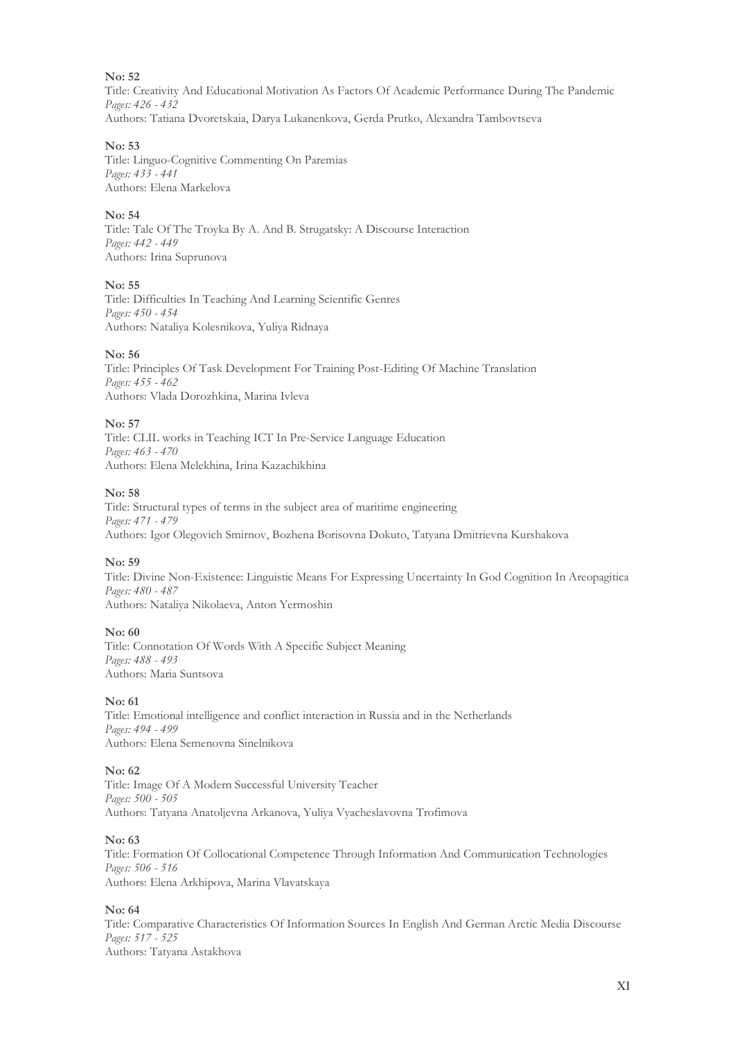**No: 52**
Title: Creativity And Educational Motivation As Factors Of Academic Performance During The Pandemic
*Pages: 426 - 432*
Authors: Tatiana Dvoretskaia, Darya Lukanenkova, Gerda Prutko, Alexandra Tambovtseva

**No: 53**
Title: Linguo-Cognitive Commenting On Paremias
*Pages: 433 - 441*
Authors: Elena Markelova

**No: 54**
Title: Tale Of The Troyka By A. And B. Strugatsky: A Discourse Interaction
*Pages: 442 - 449*
Authors: Irina Suprunova

**No: 55**
Title: Difficulties In Teaching And Learning Scientific Genres
*Pages: 450 - 454*
Authors: Nataliya Kolesnikova, Yuliya Ridnaya

**No: 56**
Title: Principles Of Task Development For Training Post-Editing Of Machine Translation
*Pages: 455 - 462*
Authors: Vlada Dorozhkina, Marina Ivleva

**No: 57**
Title: CLIL works in Teaching ICT In Pre-Service Language Education
*Pages: 463 - 470*
Authors: Elena Melekhina, Irina Kazachikhina

**No: 58**
Title: Structural types of terms in the subject area of maritime engineering
*Pages: 471 - 479*
Authors: Igor Olegovich Smirnov, Bozhena Borisovna Dokuto, Tatyana Dmitrievna Kurshakova

**No: 59**
Title: Divine Non-Existence: Linguistic Means For Expressing Uncertainty In God Cognition In Areopagitica
*Pages: 480 - 487*
Authors: Nataliya Nikolaeva, Anton Yermoshin

**No: 60**
Title: Connotation Of Words With A Specific Subject Meaning
*Pages: 488 - 493*
Authors: Maria Suntsova

**No: 61**
Title: Emotional intelligence and conflict interaction in Russia and in the Netherlands
*Pages: 494 - 499*
Authors: Elena Semenovna Sinelnikova

**No: 62**
Title: Image Of A Modern Successful University Teacher
*Pages: 500 - 505*
Authors: Tatyana Anatoljevna Arkanova, Yuliya Vyacheslavovna Trofimova

**No: 63**
Title: Formation Of Collocational Competence Through Information And Communication Technologies
*Pages: 506 - 516*
Authors: Elena Arkhipova, Marina Vlavatskaya

**No: 64**
Title: Comparative Characteristics Of Information Sources In English And German Arctic Media Discourse
*Pages: 517 - 525*
Authors: Tatyana Astakhova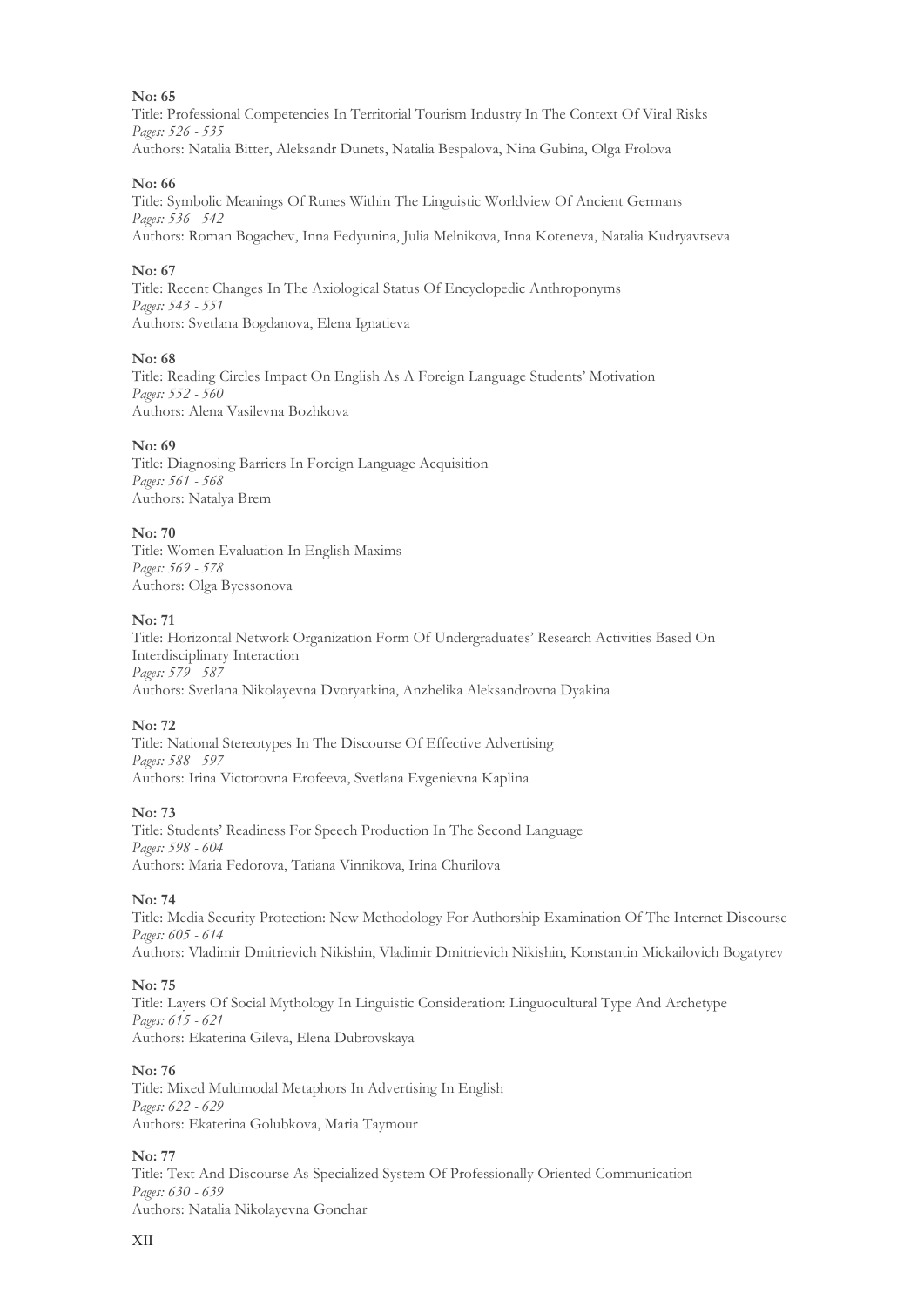**No: 65**
Title: Professional Competencies In Territorial Tourism Industry In The Context Of Viral Risks
*Pages: 526 - 535*
Authors: Natalia Bitter, Aleksandr Dunets, Natalia Bespalova, Nina Gubina, Olga Frolova

**No: 66**
Title: Symbolic Meanings Of Runes Within The Linguistic Worldview Of Ancient Germans
*Pages: 536 - 542*
Authors: Roman Bogachev, Inna Fedyunina, Julia Melnikova, Inna Koteneva, Natalia Kudryavtseva

**No: 67**
Title: Recent Changes In The Axiological Status Of Encyclopedic Anthroponyms
*Pages: 543 - 551*
Authors: Svetlana Bogdanova, Elena Ignatieva

**No: 68**
Title: Reading Circles Impact On English As A Foreign Language Students' Motivation
*Pages: 552 - 560*
Authors: Alena Vasilevna Bozhkova

**No: 69**
Title: Diagnosing Barriers In Foreign Language Acquisition
*Pages: 561 - 568*
Authors: Natalya Brem

**No: 70**
Title: Women Evaluation In English Maxims
*Pages: 569 - 578*
Authors: Olga Byessonova

**No: 71**
Title: Horizontal Network Organization Form Of Undergraduates' Research Activities Based On Interdisciplinary Interaction
*Pages: 579 - 587*
Authors: Svetlana Nikolayevna Dvoryatkina, Anzhelika Aleksandrovna Dyakina

**No: 72**
Title: National Stereotypes In The Discourse Of Effective Advertising
*Pages: 588 - 597*
Authors: Irina Victorovna Erofeeva, Svetlana Evgenievna Kaplina

**No: 73**
Title: Students' Readiness For Speech Production In The Second Language
*Pages: 598 - 604*
Authors: Maria Fedorova, Tatiana Vinnikova, Irina Churilova

**No: 74**
Title: Media Security Protection: New Methodology For Authorship Examination Of The Internet Discourse
*Pages: 605 - 614*
Authors: Vladimir Dmitrievich Nikishin, Vladimir Dmitrievich Nikishin, Konstantin Mickailovich Bogatyrev

**No: 75**
Title: Layers Of Social Mythology In Linguistic Consideration: Linguocultural Type And Archetype
*Pages: 615 - 621*
Authors: Ekaterina Gileva, Elena Dubrovskaya

**No: 76**
Title: Mixed Multimodal Metaphors In Advertising In English
*Pages: 622 - 629*
Authors: Ekaterina Golubkova, Maria Taymour

**No: 77**
Title: Text And Discourse As Specialized System Of Professionally Oriented Communication
*Pages: 630 - 639*
Authors: Natalia Nikolayevna Gonchar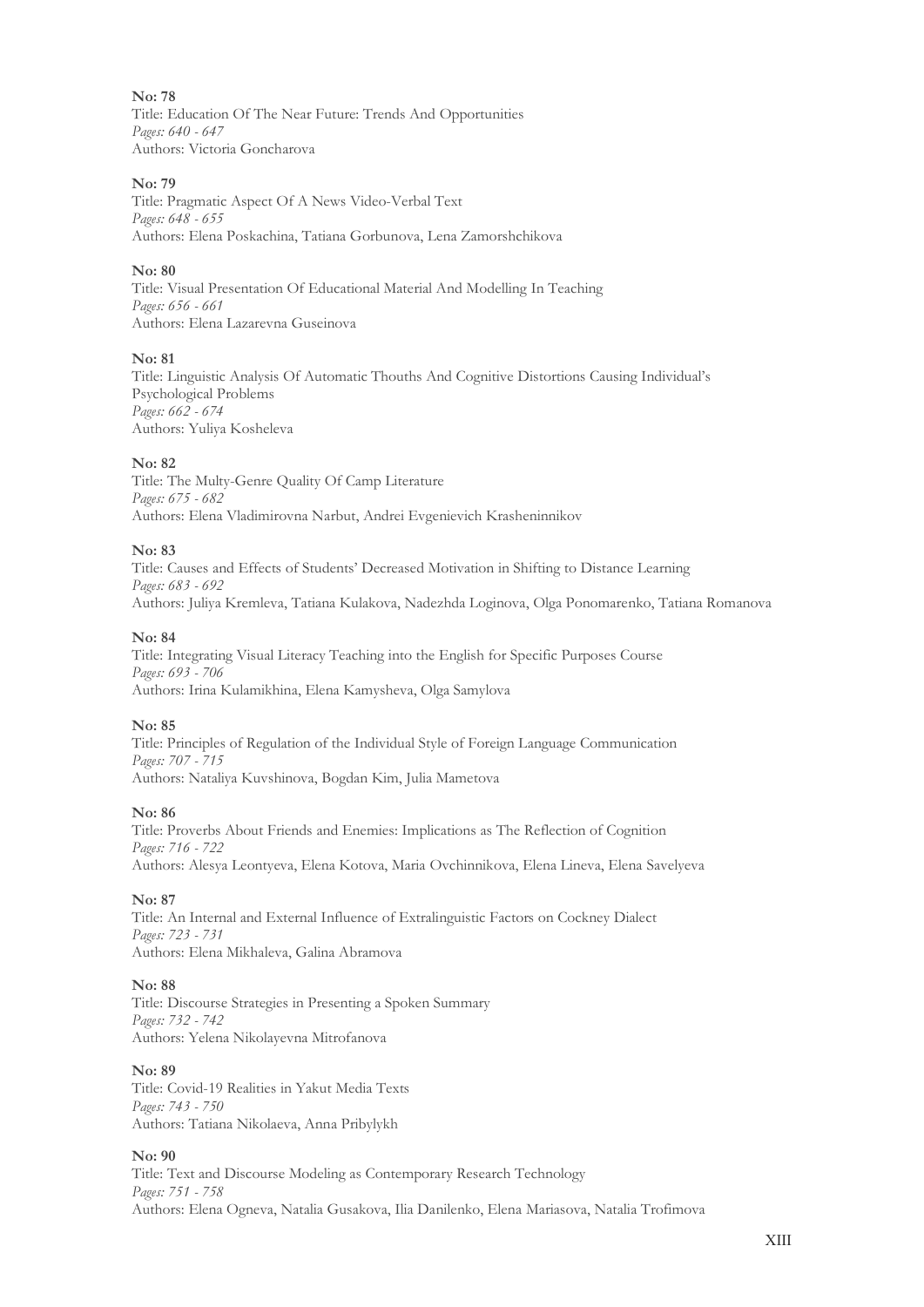**No: 78**
Title: Education Of The Near Future: Trends And Opportunities
*Pages: 640 - 647*
Authors: Victoria Goncharova

**No: 79**
Title: Pragmatic Aspect Of A News Video-Verbal Text
*Pages: 648 - 655*
Authors: Elena Poskachina, Tatiana Gorbunova, Lena Zamorshchikova

**No: 80**
Title: Visual Presentation Of Educational Material And Modelling In Teaching
*Pages: 656 - 661*
Authors: Elena Lazarevna Guseinova

**No: 81**
Title: Linguistic Analysis Of Automatic Thouths And Cognitive Distortions Causing Individual's Psychological Problems
*Pages: 662 - 674*
Authors: Yuliya Kosheleva

**No: 82**
Title: The Multy-Genre Quality Of Camp Literature
*Pages: 675 - 682*
Authors: Elena Vladimirovna Narbut, Andrei Evgenievich Krasheninnikov

**No: 83**
Title: Causes and Effects of Students' Decreased Motivation in Shifting to Distance Learning
*Pages: 683 - 692*
Authors: Juliya Kremleva, Tatiana Kulakova, Nadezhda Loginova, Olga Ponomarenko, Tatiana Romanova

**No: 84**
Title: Integrating Visual Literacy Teaching into the English for Specific Purposes Course
*Pages: 693 - 706*
Authors: Irina Kulamikhina, Elena Kamysheva, Olga Samylova

**No: 85**
Title: Principles of Regulation of the Individual Style of Foreign Language Communication
*Pages: 707 - 715*
Authors: Nataliya Kuvshinova, Bogdan Kim, Julia Mametova

**No: 86**
Title: Proverbs About Friends and Enemies: Implications as The Reflection of Cognition
*Pages: 716 - 722*
Authors: Alesya Leontyeva, Elena Kotova, Maria Ovchinnikova, Elena Lineva, Elena Savelyeva

**No: 87**
Title: An Internal and External Influence of Extralinguistic Factors on Cockney Dialect
*Pages: 723 - 731*
Authors: Elena Mikhaleva, Galina Abramova

**No: 88**
Title: Discourse Strategies in Presenting a Spoken Summary
*Pages: 732 - 742*
Authors: Yelena Nikolayevna Mitrofanova

**No: 89**
Title: Covid-19 Realities in Yakut Media Texts
*Pages: 743 - 750*
Authors: Tatiana Nikolaeva, Anna Pribylykh

**No: 90**
Title: Text and Discourse Modeling as Contemporary Research Technology
*Pages: 751 - 758*
Authors: Elena Ogneva, Natalia Gusakova, Ilia Danilenko, Elena Mariasova, Natalia Trofimova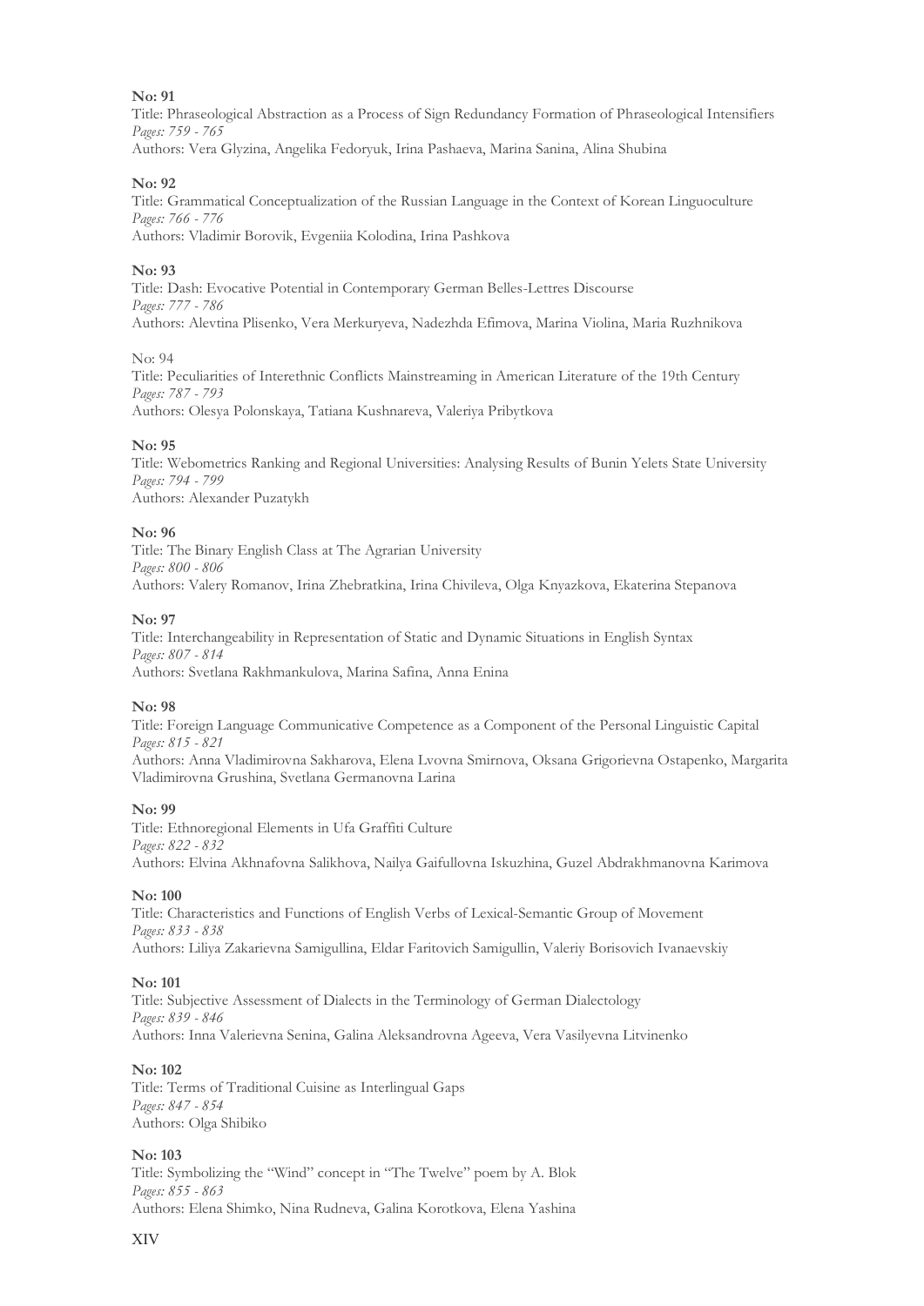**No: 91**
Title: Phraseological Abstraction as a Process of Sign Redundancy Formation of Phraseological Intensifiers
*Pages: 759 - 765*
Authors: Vera Glyzina, Angelika Fedoryuk, Irina Pashaeva, Marina Sanina, Alina Shubina

**No: 92**
Title: Grammatical Conceptualization of the Russian Language in the Context of Korean Linguoculture
*Pages: 766 - 776*
Authors: Vladimir Borovik, Evgeniia Kolodina, Irina Pashkova

**No: 93**
Title: Dash: Evocative Potential in Contemporary German Belles-Lettres Discourse
*Pages: 777 - 786*
Authors: Alevtina Plisenko, Vera Merkuryeva, Nadezhda Efimova, Marina Violina, Maria Ruzhnikova

No: 94
Title: Peculiarities of Interethnic Conflicts Mainstreaming in American Literature of the 19th Century
*Pages: 787 - 793*
Authors: Olesya Polonskaya, Tatiana Kushnareva, Valeriya Pribytkova

**No: 95**
Title: Webometrics Ranking and Regional Universities: Analysing Results of Bunin Yelets State University
*Pages: 794 - 799*
Authors: Alexander Puzatykh

**No: 96**
Title: The Binary English Class at The Agrarian University
*Pages: 800 - 806*
Authors: Valery Romanov, Irina Zhebratkina, Irina Chivileva, Olga Knyazkova, Ekaterina Stepanova

**No: 97**
Title: Interchangeability in Representation of Static and Dynamic Situations in English Syntax
*Pages: 807 - 814*
Authors: Svetlana Rakhmankulova, Marina Safina, Anna Enina

**No: 98**
Title: Foreign Language Communicative Competence as a Component of the Personal Linguistic Capital
*Pages: 815 - 821*
Authors: Anna Vladimirovna Sakharova, Elena Lvovna Smirnova, Oksana Grigorievna Ostapenko, Margarita Vladimirovna Grushina, Svetlana Germanovna Larina

**No: 99**
Title: Ethnoregional Elements in Ufa Graffiti Culture
*Pages: 822 - 832*
Authors: Elvina Akhnafovna Salikhova, Nailya Gaifullovna Iskuzhina, Guzel Abdrakhmanovna Karimova

**No: 100**
Title: Characteristics and Functions of English Verbs of Lexical-Semantic Group of Movement
*Pages: 833 - 838*
Authors: Liliya Zakarievna Samigullina, Eldar Faritovich Samigullin, Valeriy Borisovich Ivanaevskiy

**No: 101**
Title: Subjective Assessment of Dialects in the Terminology of German Dialectology
*Pages: 839 - 846*
Authors: Inna Valerievna Senina, Galina Aleksandrovna Ageeva, Vera Vasilyevna Litvinenko

**No: 102**
Title: Terms of Traditional Cuisine as Interlingual Gaps
*Pages: 847 - 854*
Authors: Olga Shibiko

**No: 103**
Title: Symbolizing the "Wind" concept in "The Twelve" poem by A. Blok
*Pages: 855 - 863*
Authors: Elena Shimko, Nina Rudneva, Galina Korotkova, Elena Yashina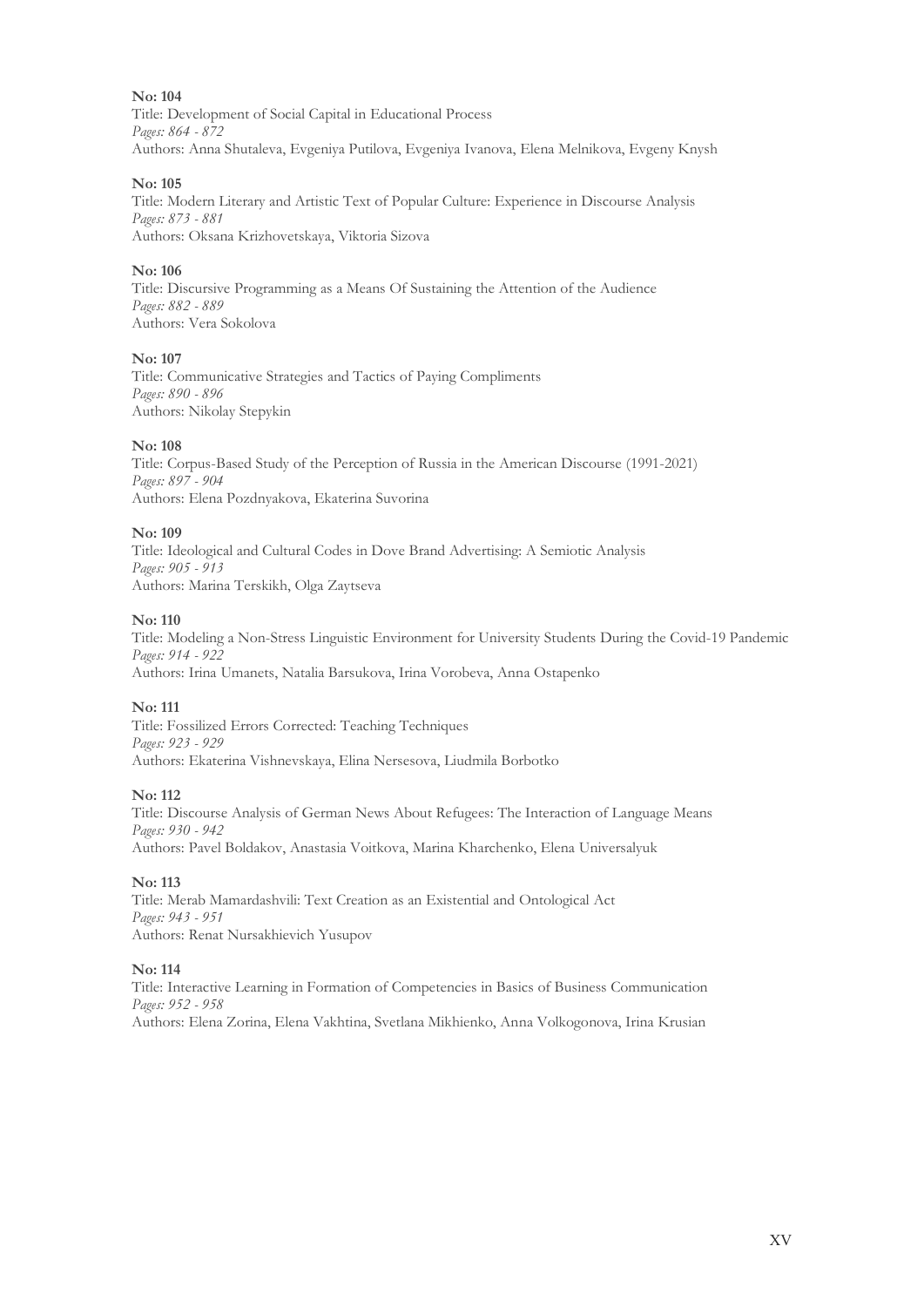**No: 104**
Title: Development of Social Capital in Educational Process
*Pages: 864 - 872*
Authors: Anna Shutaleva, Evgeniya Putilova, Evgeniya Ivanova, Elena Melnikova, Evgeny Knysh

**No: 105**
Title: Modern Literary and Artistic Text of Popular Culture: Experience in Discourse Analysis
*Pages: 873 - 881*
Authors: Oksana Krizhovetskaya, Viktoria Sizova

**No: 106**
Title: Discursive Programming as a Means Of Sustaining the Attention of the Audience
*Pages: 882 - 889*
Authors: Vera Sokolova

**No: 107**
Title: Communicative Strategies and Tactics of Paying Compliments
*Pages: 890 - 896*
Authors: Nikolay Stepykin

**No: 108**
Title: Corpus-Based Study of the Perception of Russia in the American Discourse (1991-2021)
*Pages: 897 - 904*
Authors: Elena Pozdnyakova, Ekaterina Suvorina

**No: 109**
Title: Ideological and Cultural Codes in Dove Brand Advertising: A Semiotic Analysis
*Pages: 905 - 913*
Authors: Marina Terskikh, Olga Zaytseva

**No: 110**
Title: Modeling a Non-Stress Linguistic Environment for University Students During the Covid-19 Pandemic
*Pages: 914 - 922*
Authors: Irina Umanets, Natalia Barsukova, Irina Vorobeva, Anna Ostapenko

**No: 111**
Title: Fossilized Errors Corrected: Teaching Techniques
*Pages: 923 - 929*
Authors: Ekaterina Vishnevskaya, Elina Nersesova, Liudmila Borbotko

**No: 112**
Title: Discourse Analysis of German News About Refugees: The Interaction of Language Means
*Pages: 930 - 942*
Authors: Pavel Boldakov, Anastasia Voitkova, Marina Kharchenko, Elena Universalyuk

**No: 113**
Title: Merab Mamardashvili: Text Creation as an Existential and Ontological Act
*Pages: 943 - 951*
Authors: Renat Nursakhievich Yusupov

**No: 114**
Title: Interactive Learning in Formation of Competencies in Basics of Business Communication
*Pages: 952 - 958*
Authors: Elena Zorina, Elena Vakhtina, Svetlana Mikhienko, Anna Volkogonova, Irina Krusian